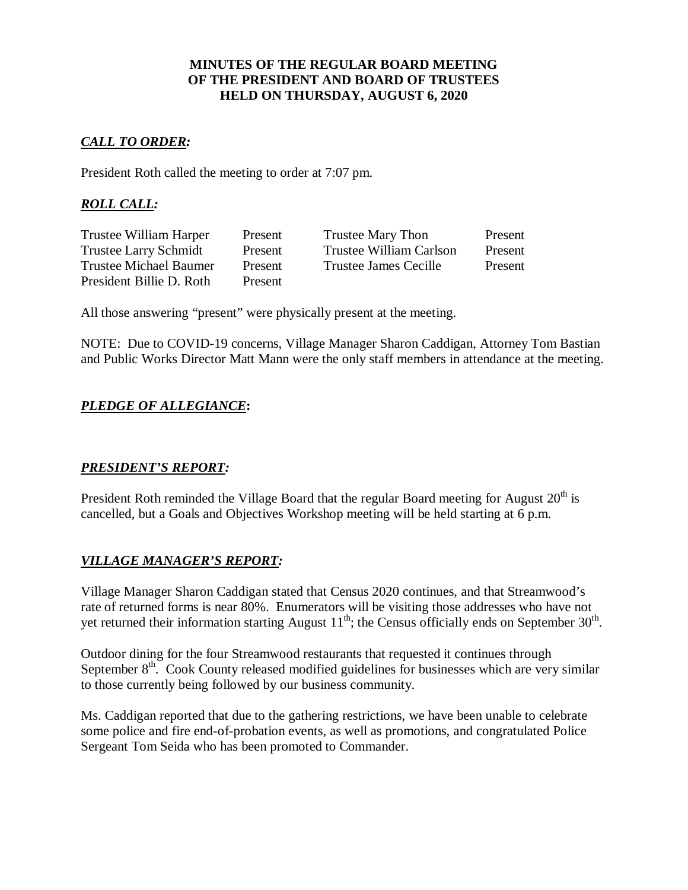**MINUTES OF THE REGULAR BOARD MEETING OF THE PRESIDENT AND BOARD OF TRUSTEES HELD ON THURSDAY, AUGUST 6, 2020**

## ***CALL TO ORDER:***

President Roth called the meeting to order at 7:07 pm.

## ***ROLL CALL:***

| | | | |
|---|---|---|---|
| Trustee William Harper | Present | Trustee Mary Thon | Present |
| Trustee Larry Schmidt | Present | Trustee William Carlson | Present |
| Trustee Michael Baumer | Present | Trustee James Cecille | Present |
| President Billie D. Roth | Present | | |

All those answering "present" were physically present at the meeting.

NOTE: Due to COVID-19 concerns, Village Manager Sharon Caddigan, Attorney Tom Bastian and Public Works Director Matt Mann were the only staff members in attendance at the meeting.

## ***PLEDGE OF ALLEGIANCE*:**

## ***PRESIDENT'S REPORT:***

President Roth reminded the Village Board that the regular Board meeting for August 20th is cancelled, but a Goals and Objectives Workshop meeting will be held starting at 6 p.m.

## ***VILLAGE MANAGER'S REPORT:***

Village Manager Sharon Caddigan stated that Census 2020 continues, and that Streamwood's rate of returned forms is near 80%. Enumerators will be visiting those addresses who have not yet returned their information starting August 11th; the Census officially ends on September 30th.

Outdoor dining for the four Streamwood restaurants that requested it continues through September 8th. Cook County released modified guidelines for businesses which are very similar to those currently being followed by our business community.

Ms. Caddigan reported that due to the gathering restrictions, we have been unable to celebrate some police and fire end-of-probation events, as well as promotions, and congratulated Police Sergeant Tom Seida who has been promoted to Commander.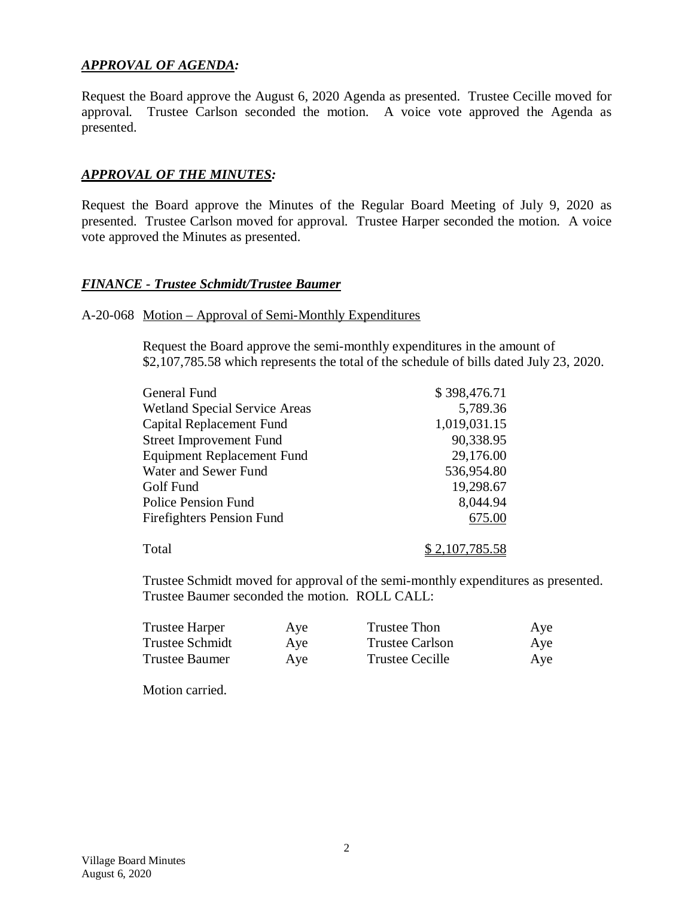***APPROVAL OF AGENDA:***

Request the Board approve the August 6, 2020 Agenda as presented. Trustee Cecille moved for approval. Trustee Carlson seconded the motion. A voice vote approved the Agenda as presented.

***APPROVAL OF THE MINUTES:***

Request the Board approve the Minutes of the Regular Board Meeting of July 9, 2020 as presented. Trustee Carlson moved for approval. Trustee Harper seconded the motion. A voice vote approved the Minutes as presented.

***FINANCE - Trustee Schmidt/Trustee Baumer***

A-20-068 Motion – Approval of Semi-Monthly Expenditures

Request the Board approve the semi-monthly expenditures in the amount of $2,107,785.58 which represents the total of the schedule of bills dated July 23, 2020.

| Fund | Amount |
|---|---|
| General Fund | $ 398,476.71 |
| Wetland Special Service Areas | 5,789.36 |
| Capital Replacement Fund | 1,019,031.15 |
| Street Improvement Fund | 90,338.95 |
| Equipment Replacement Fund | 29,176.00 |
| Water and Sewer Fund | 536,954.80 |
| Golf Fund | 19,298.67 |
| Police Pension Fund | 8,044.94 |
| Firefighters Pension Fund | 675.00 |
| Total | $ 2,107,785.58 |

Trustee Schmidt moved for approval of the semi-monthly expenditures as presented. Trustee Baumer seconded the motion. ROLL CALL:

| | | | |
|---|---|---|---|
| Trustee Harper | Aye | Trustee Thon | Aye |
| Trustee Schmidt | Aye | Trustee Carlson | Aye |
| Trustee Baumer | Aye | Trustee Cecille | Aye |

Motion carried.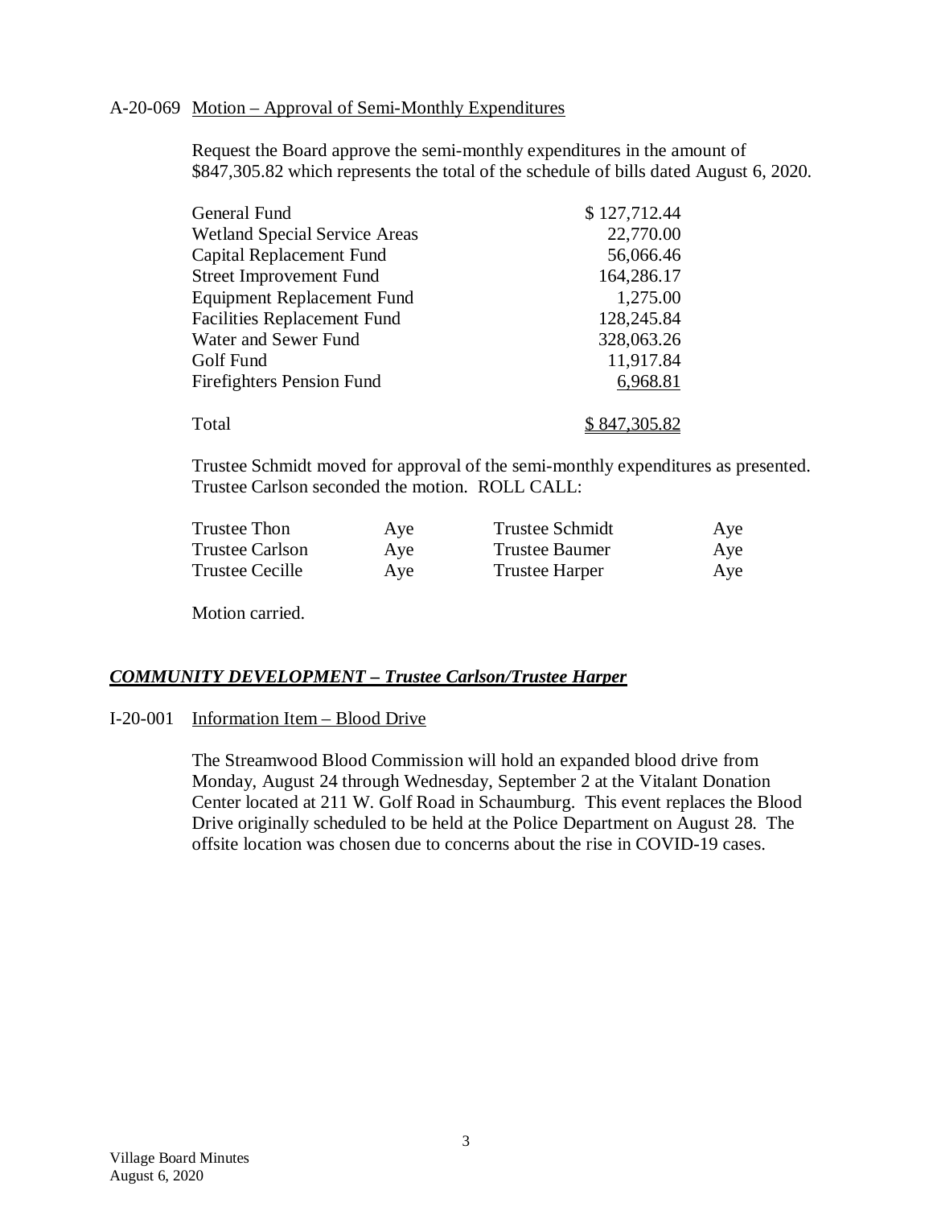A-20-069 Motion – Approval of Semi-Monthly Expenditures

Request the Board approve the semi-monthly expenditures in the amount of $847,305.82 which represents the total of the schedule of bills dated August 6, 2020.

| Fund | Amount |
|---|---|
| General Fund | $ 127,712.44 |
| Wetland Special Service Areas | 22,770.00 |
| Capital Replacement Fund | 56,066.46 |
| Street Improvement Fund | 164,286.17 |
| Equipment Replacement Fund | 1,275.00 |
| Facilities Replacement Fund | 128,245.84 |
| Water and Sewer Fund | 328,063.26 |
| Golf Fund | 11,917.84 |
| Firefighters Pension Fund | 6,968.81 |
| Total | $ 847,305.82 |

Trustee Schmidt moved for approval of the semi-monthly expenditures as presented. Trustee Carlson seconded the motion. ROLL CALL:

| | | | |
|---|---|---|---|
| Trustee Thon | Aye | Trustee Schmidt | Aye |
| Trustee Carlson | Aye | Trustee Baumer | Aye |
| Trustee Cecille | Aye | Trustee Harper | Aye |

Motion carried.

## ***COMMUNITY DEVELOPMENT – Trustee Carlson/Trustee Harper***

I-20-001 Information Item – Blood Drive

The Streamwood Blood Commission will hold an expanded blood drive from Monday, August 24 through Wednesday, September 2 at the Vitalant Donation Center located at 211 W. Golf Road in Schaumburg. This event replaces the Blood Drive originally scheduled to be held at the Police Department on August 28. The offsite location was chosen due to concerns about the rise in COVID-19 cases.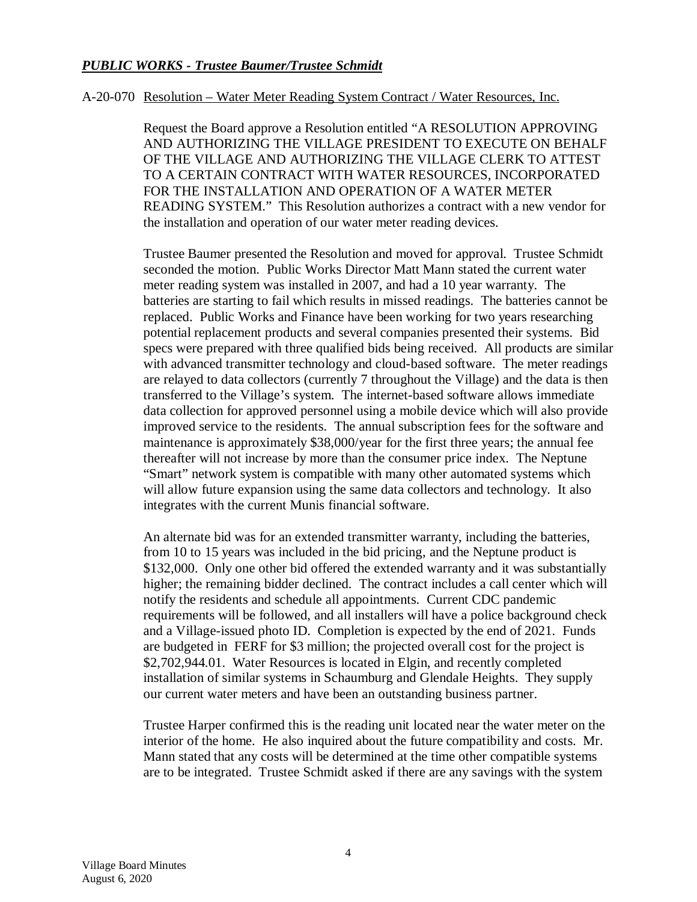***PUBLIC WORKS - Trustee Baumer/Trustee Schmidt***

A-20-070 Resolution – Water Meter Reading System Contract / Water Resources, Inc.

Request the Board approve a Resolution entitled "A RESOLUTION APPROVING AND AUTHORIZING THE VILLAGE PRESIDENT TO EXECUTE ON BEHALF OF THE VILLAGE AND AUTHORIZING THE VILLAGE CLERK TO ATTEST TO A CERTAIN CONTRACT WITH WATER RESOURCES, INCORPORATED FOR THE INSTALLATION AND OPERATION OF A WATER METER READING SYSTEM." This Resolution authorizes a contract with a new vendor for the installation and operation of our water meter reading devices.

Trustee Baumer presented the Resolution and moved for approval. Trustee Schmidt seconded the motion. Public Works Director Matt Mann stated the current water meter reading system was installed in 2007, and had a 10 year warranty. The batteries are starting to fail which results in missed readings. The batteries cannot be replaced. Public Works and Finance have been working for two years researching potential replacement products and several companies presented their systems. Bid specs were prepared with three qualified bids being received. All products are similar with advanced transmitter technology and cloud-based software. The meter readings are relayed to data collectors (currently 7 throughout the Village) and the data is then transferred to the Village's system. The internet-based software allows immediate data collection for approved personnel using a mobile device which will also provide improved service to the residents. The annual subscription fees for the software and maintenance is approximately $38,000/year for the first three years; the annual fee thereafter will not increase by more than the consumer price index. The Neptune "Smart" network system is compatible with many other automated systems which will allow future expansion using the same data collectors and technology. It also integrates with the current Munis financial software.

An alternate bid was for an extended transmitter warranty, including the batteries, from 10 to 15 years was included in the bid pricing, and the Neptune product is $132,000. Only one other bid offered the extended warranty and it was substantially higher; the remaining bidder declined. The contract includes a call center which will notify the residents and schedule all appointments. Current CDC pandemic requirements will be followed, and all installers will have a police background check and a Village-issued photo ID. Completion is expected by the end of 2021. Funds are budgeted in FERF for $3 million; the projected overall cost for the project is $2,702,944.01. Water Resources is located in Elgin, and recently completed installation of similar systems in Schaumburg and Glendale Heights. They supply our current water meters and have been an outstanding business partner.

Trustee Harper confirmed this is the reading unit located near the water meter on the interior of the home. He also inquired about the future compatibility and costs. Mr. Mann stated that any costs will be determined at the time other compatible systems are to be integrated. Trustee Schmidt asked if there are any savings with the system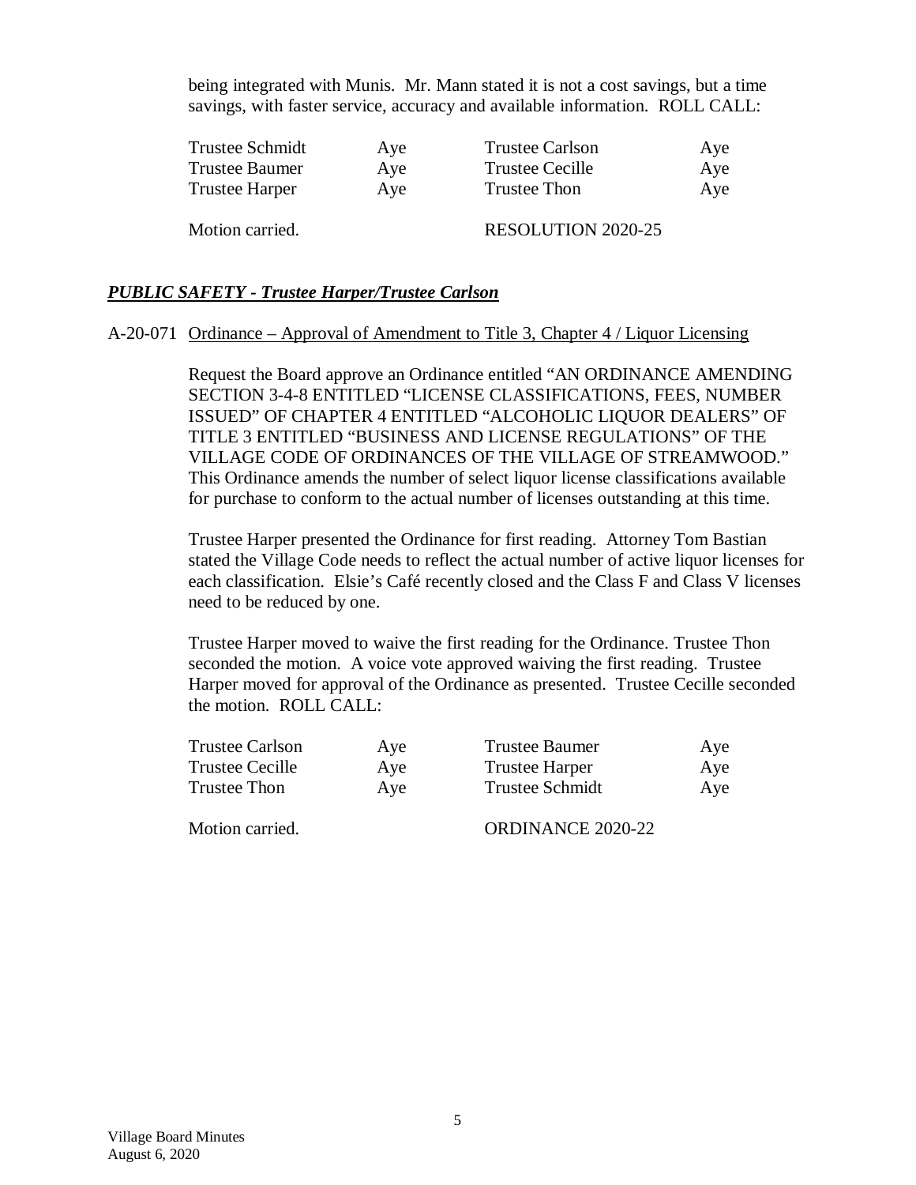being integrated with Munis. Mr. Mann stated it is not a cost savings, but a time savings, with faster service, accuracy and available information. ROLL CALL:

| | | | |
|---|---|---|---|
| Trustee Schmidt | Aye | Trustee Carlson | Aye |
| Trustee Baumer | Aye | Trustee Cecille | Aye |
| Trustee Harper | Aye | Trustee Thon | Aye |

Motion carried. RESOLUTION 2020-25

***PUBLIC SAFETY - Trustee Harper/Trustee Carlson***

A-20-071 Ordinance – Approval of Amendment to Title 3, Chapter 4 / Liquor Licensing

Request the Board approve an Ordinance entitled "AN ORDINANCE AMENDING SECTION 3-4-8 ENTITLED "LICENSE CLASSIFICATIONS, FEES, NUMBER ISSUED" OF CHAPTER 4 ENTITLED "ALCOHOLIC LIQUOR DEALERS" OF TITLE 3 ENTITLED "BUSINESS AND LICENSE REGULATIONS" OF THE VILLAGE CODE OF ORDINANCES OF THE VILLAGE OF STREAMWOOD." This Ordinance amends the number of select liquor license classifications available for purchase to conform to the actual number of licenses outstanding at this time.

Trustee Harper presented the Ordinance for first reading. Attorney Tom Bastian stated the Village Code needs to reflect the actual number of active liquor licenses for each classification. Elsie's Café recently closed and the Class F and Class V licenses need to be reduced by one.

Trustee Harper moved to waive the first reading for the Ordinance. Trustee Thon seconded the motion. A voice vote approved waiving the first reading. Trustee Harper moved for approval of the Ordinance as presented. Trustee Cecille seconded the motion. ROLL CALL:

| | | | |
|---|---|---|---|
| Trustee Carlson | Aye | Trustee Baumer | Aye |
| Trustee Cecille | Aye | Trustee Harper | Aye |
| Trustee Thon | Aye | Trustee Schmidt | Aye |

Motion carried. ORDINANCE 2020-22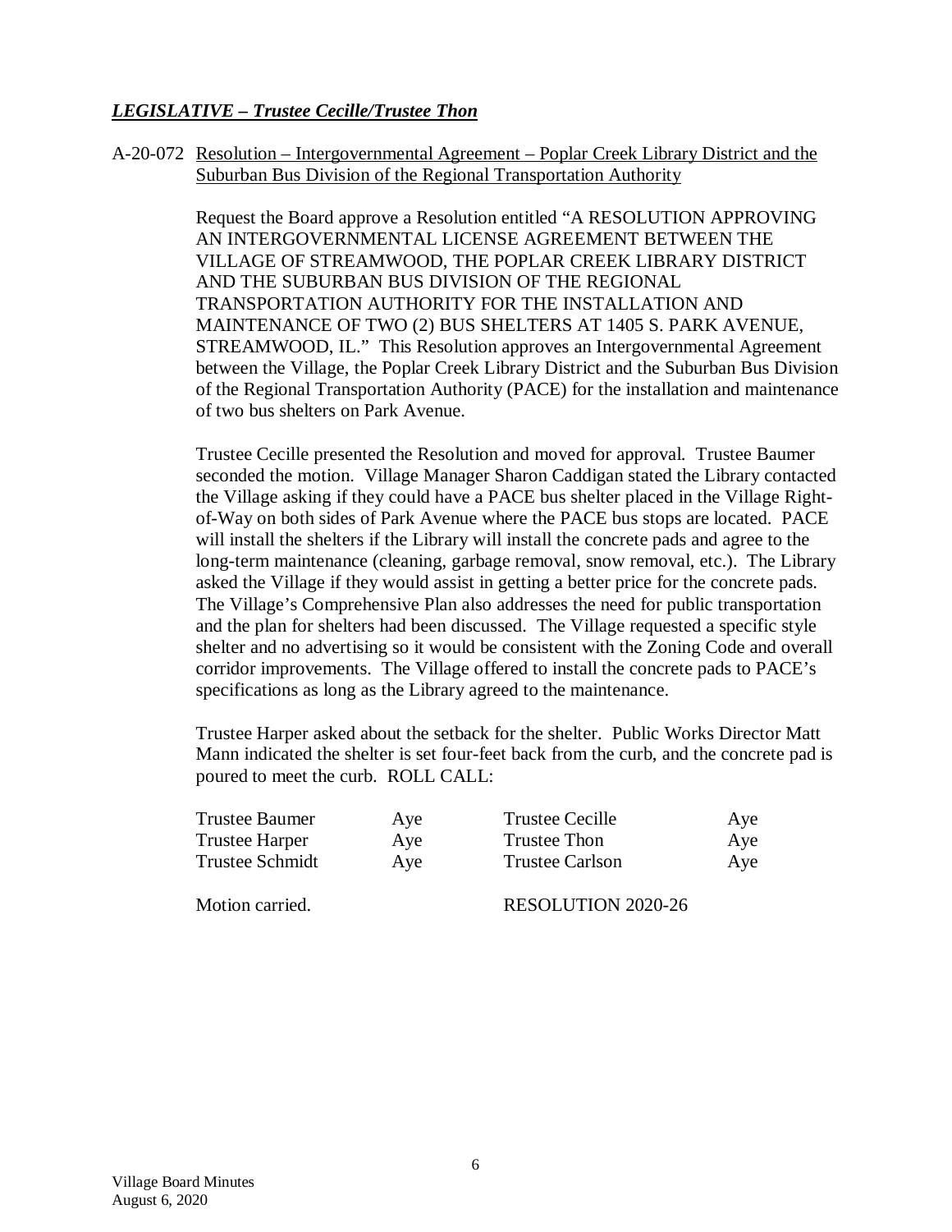***LEGISLATIVE – Trustee Cecille/Trustee Thon***

A-20-072 Resolution – Intergovernmental Agreement – Poplar Creek Library District and the Suburban Bus Division of the Regional Transportation Authority

Request the Board approve a Resolution entitled "A RESOLUTION APPROVING AN INTERGOVERNMENTAL LICENSE AGREEMENT BETWEEN THE VILLAGE OF STREAMWOOD, THE POPLAR CREEK LIBRARY DISTRICT AND THE SUBURBAN BUS DIVISION OF THE REGIONAL TRANSPORTATION AUTHORITY FOR THE INSTALLATION AND MAINTENANCE OF TWO (2) BUS SHELTERS AT 1405 S. PARK AVENUE, STREAMWOOD, IL." This Resolution approves an Intergovernmental Agreement between the Village, the Poplar Creek Library District and the Suburban Bus Division of the Regional Transportation Authority (PACE) for the installation and maintenance of two bus shelters on Park Avenue.

Trustee Cecille presented the Resolution and moved for approval. Trustee Baumer seconded the motion. Village Manager Sharon Caddigan stated the Library contacted the Village asking if they could have a PACE bus shelter placed in the Village Right-of-Way on both sides of Park Avenue where the PACE bus stops are located. PACE will install the shelters if the Library will install the concrete pads and agree to the long-term maintenance (cleaning, garbage removal, snow removal, etc.). The Library asked the Village if they would assist in getting a better price for the concrete pads. The Village's Comprehensive Plan also addresses the need for public transportation and the plan for shelters had been discussed. The Village requested a specific style shelter and no advertising so it would be consistent with the Zoning Code and overall corridor improvements. The Village offered to install the concrete pads to PACE's specifications as long as the Library agreed to the maintenance.

Trustee Harper asked about the setback for the shelter. Public Works Director Matt Mann indicated the shelter is set four-feet back from the curb, and the concrete pad is poured to meet the curb. ROLL CALL:

| | | | |
|---|---|---|---|
| Trustee Baumer | Aye | Trustee Cecille | Aye |
| Trustee Harper | Aye | Trustee Thon | Aye |
| Trustee Schmidt | Aye | Trustee Carlson | Aye |

Motion carried. RESOLUTION 2020-26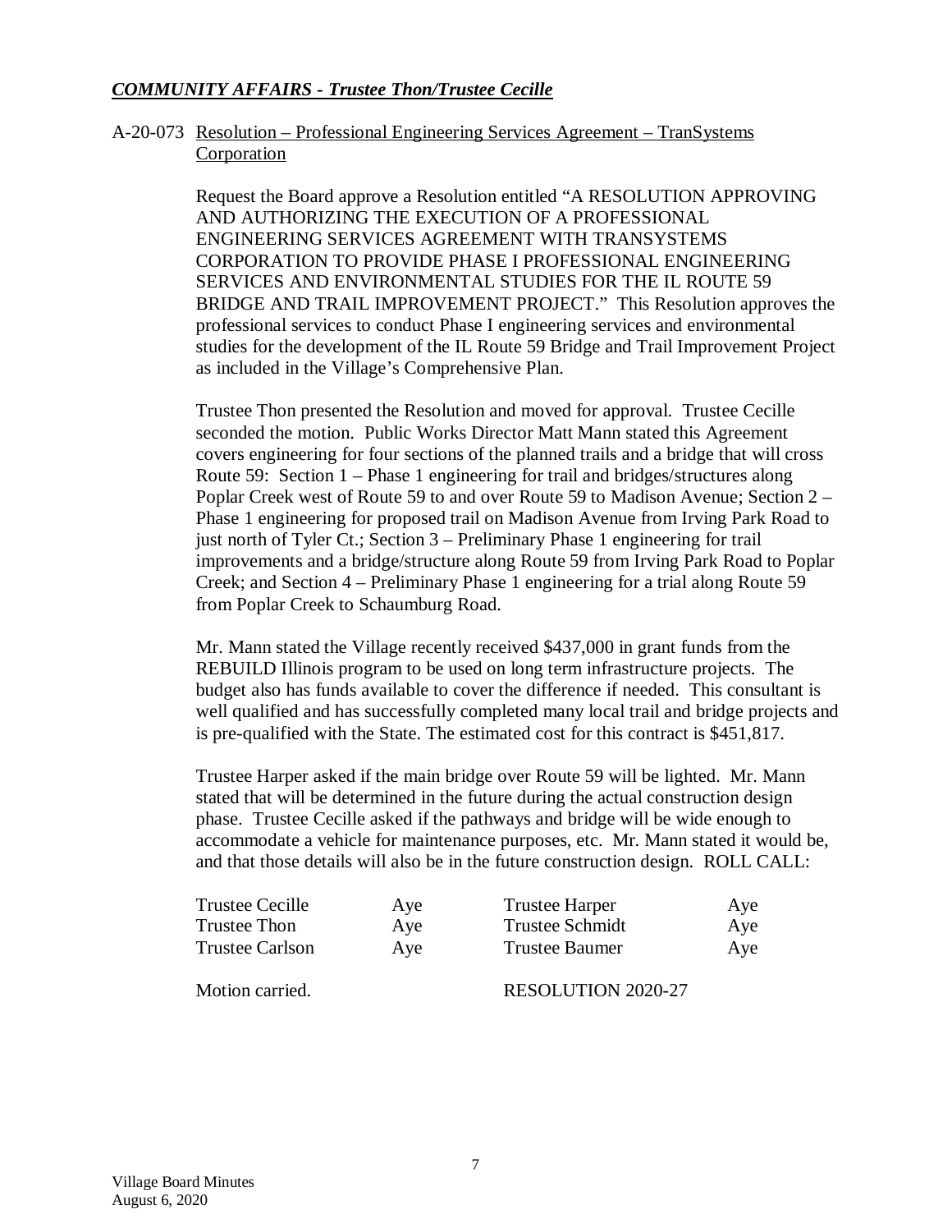***COMMUNITY AFFAIRS - Trustee Thon/Trustee Cecille***

A-20-073 Resolution – Professional Engineering Services Agreement – TranSystems Corporation

Request the Board approve a Resolution entitled "A RESOLUTION APPROVING AND AUTHORIZING THE EXECUTION OF A PROFESSIONAL ENGINEERING SERVICES AGREEMENT WITH TRANSYSTEMS CORPORATION TO PROVIDE PHASE I PROFESSIONAL ENGINEERING SERVICES AND ENVIRONMENTAL STUDIES FOR THE IL ROUTE 59 BRIDGE AND TRAIL IMPROVEMENT PROJECT." This Resolution approves the professional services to conduct Phase I engineering services and environmental studies for the development of the IL Route 59 Bridge and Trail Improvement Project as included in the Village's Comprehensive Plan.

Trustee Thon presented the Resolution and moved for approval. Trustee Cecille seconded the motion. Public Works Director Matt Mann stated this Agreement covers engineering for four sections of the planned trails and a bridge that will cross Route 59: Section 1 – Phase 1 engineering for trail and bridges/structures along Poplar Creek west of Route 59 to and over Route 59 to Madison Avenue; Section 2 – Phase 1 engineering for proposed trail on Madison Avenue from Irving Park Road to just north of Tyler Ct.; Section 3 – Preliminary Phase 1 engineering for trail improvements and a bridge/structure along Route 59 from Irving Park Road to Poplar Creek; and Section 4 – Preliminary Phase 1 engineering for a trial along Route 59 from Poplar Creek to Schaumburg Road.

Mr. Mann stated the Village recently received $437,000 in grant funds from the REBUILD Illinois program to be used on long term infrastructure projects. The budget also has funds available to cover the difference if needed. This consultant is well qualified and has successfully completed many local trail and bridge projects and is pre-qualified with the State. The estimated cost for this contract is $451,817.

Trustee Harper asked if the main bridge over Route 59 will be lighted. Mr. Mann stated that will be determined in the future during the actual construction design phase. Trustee Cecille asked if the pathways and bridge will be wide enough to accommodate a vehicle for maintenance purposes, etc. Mr. Mann stated it would be, and that those details will also be in the future construction design. ROLL CALL:

| | | | |
|---|---|---|---|
| Trustee Cecille | Aye | Trustee Harper | Aye |
| Trustee Thon | Aye | Trustee Schmidt | Aye |
| Trustee Carlson | Aye | Trustee Baumer | Aye |

Motion carried. RESOLUTION 2020-27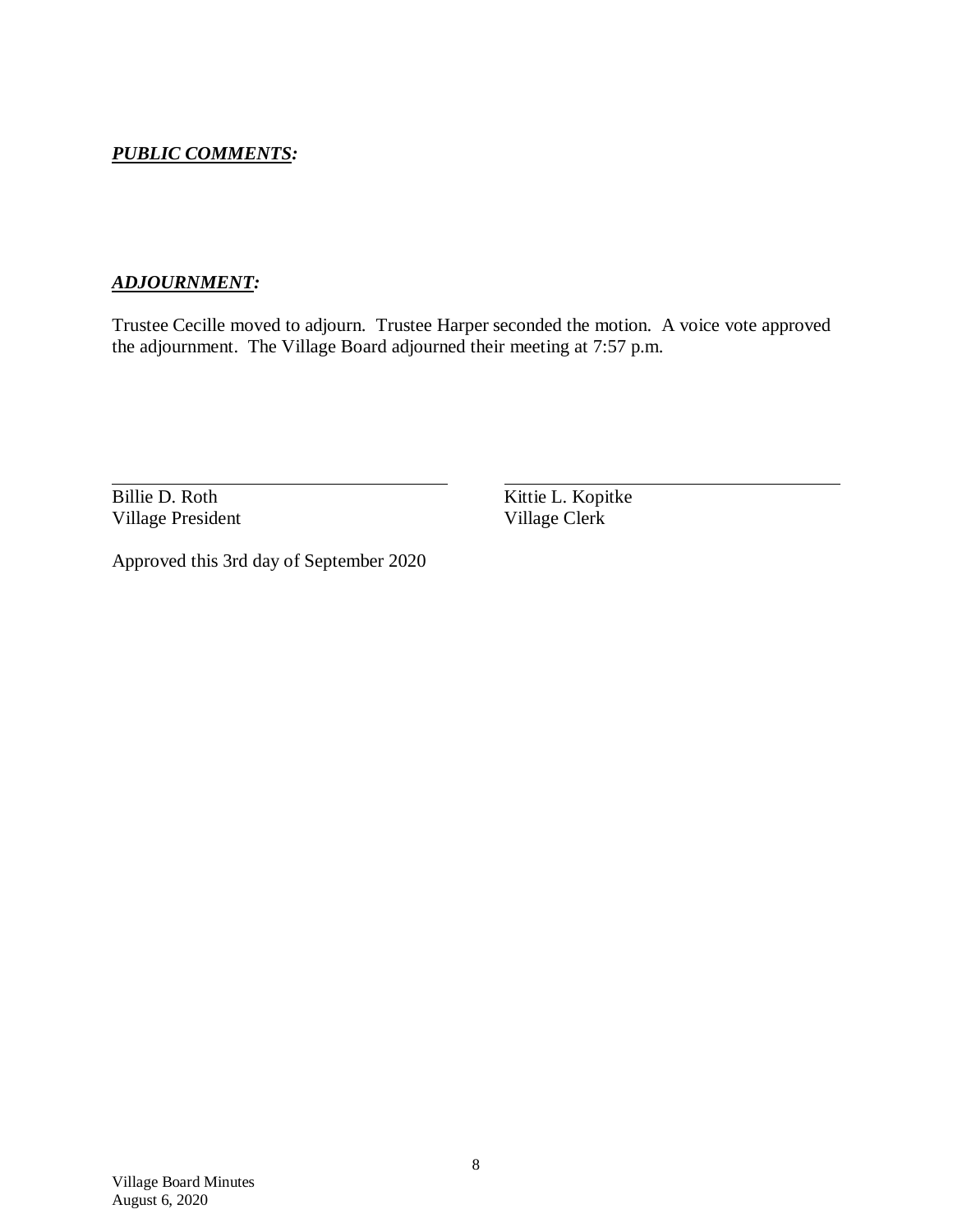***PUBLIC COMMENTS:***

***ADJOURNMENT:***

Trustee Cecille moved to adjourn. Trustee Harper seconded the motion. A voice vote approved the adjournment. The Village Board adjourned their meeting at 7:57 p.m.

| | |
|---|---|
| Billie D. Roth | Kittie L. Kopitke |
| Village President | Village Clerk |

Approved this 3rd day of September 2020